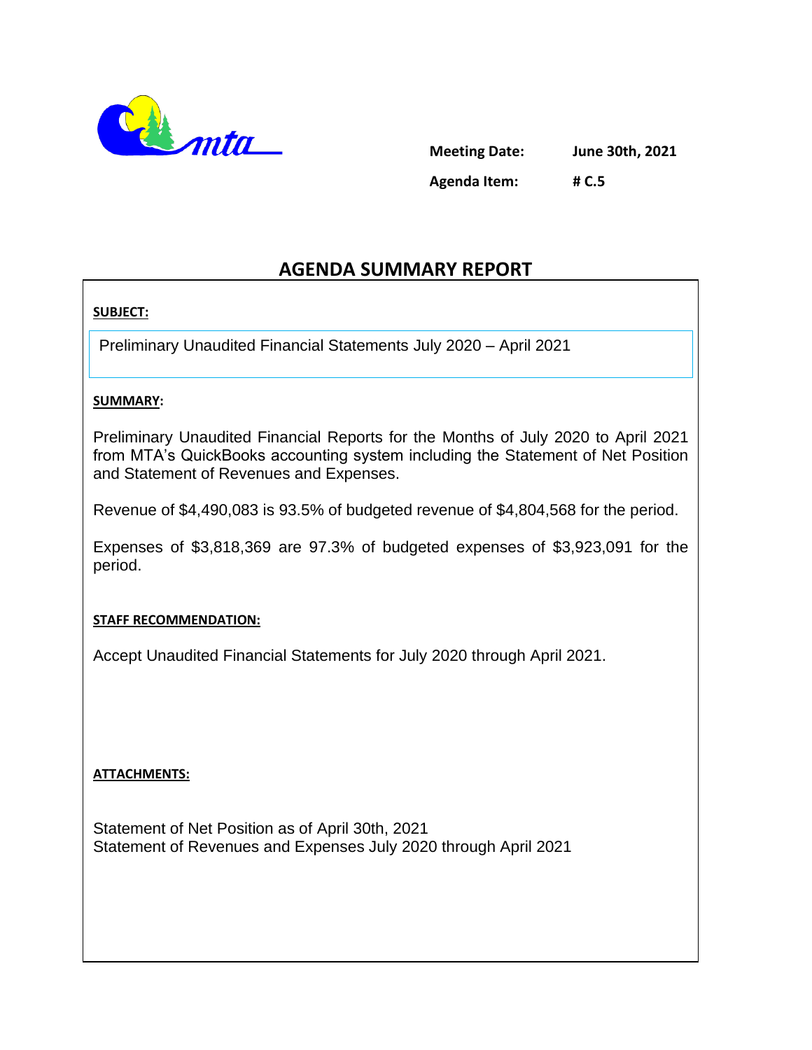mta

**Meeting Date:** June 30th, 2021

**Agenda Item:** # C.5

# AGENDA SUMMARY REPORT

**SUBJECT:**

Preliminary Unaudited Financial Statements July 2020 – April 2021

**SUMMARY:**

Preliminary Unaudited Financial Reports for the Months of July 2020 to April 2021 from MTA's QuickBooks accounting system including the Statement of Net Position and Statement of Revenues and Expenses.

Revenue of $4,490,083 is 93.5% of budgeted revenue of $4,804,568 for the period.

Expenses of $3,818,369 are 97.3% of budgeted expenses of $3,923,091 for the period.

**STAFF RECOMMENDATION:**

Accept Unaudited Financial Statements for July 2020 through April 2021.

**ATTACHMENTS:**

Statement of Net Position as of April 30th, 2021
Statement of Revenues and Expenses July 2020 through April 2021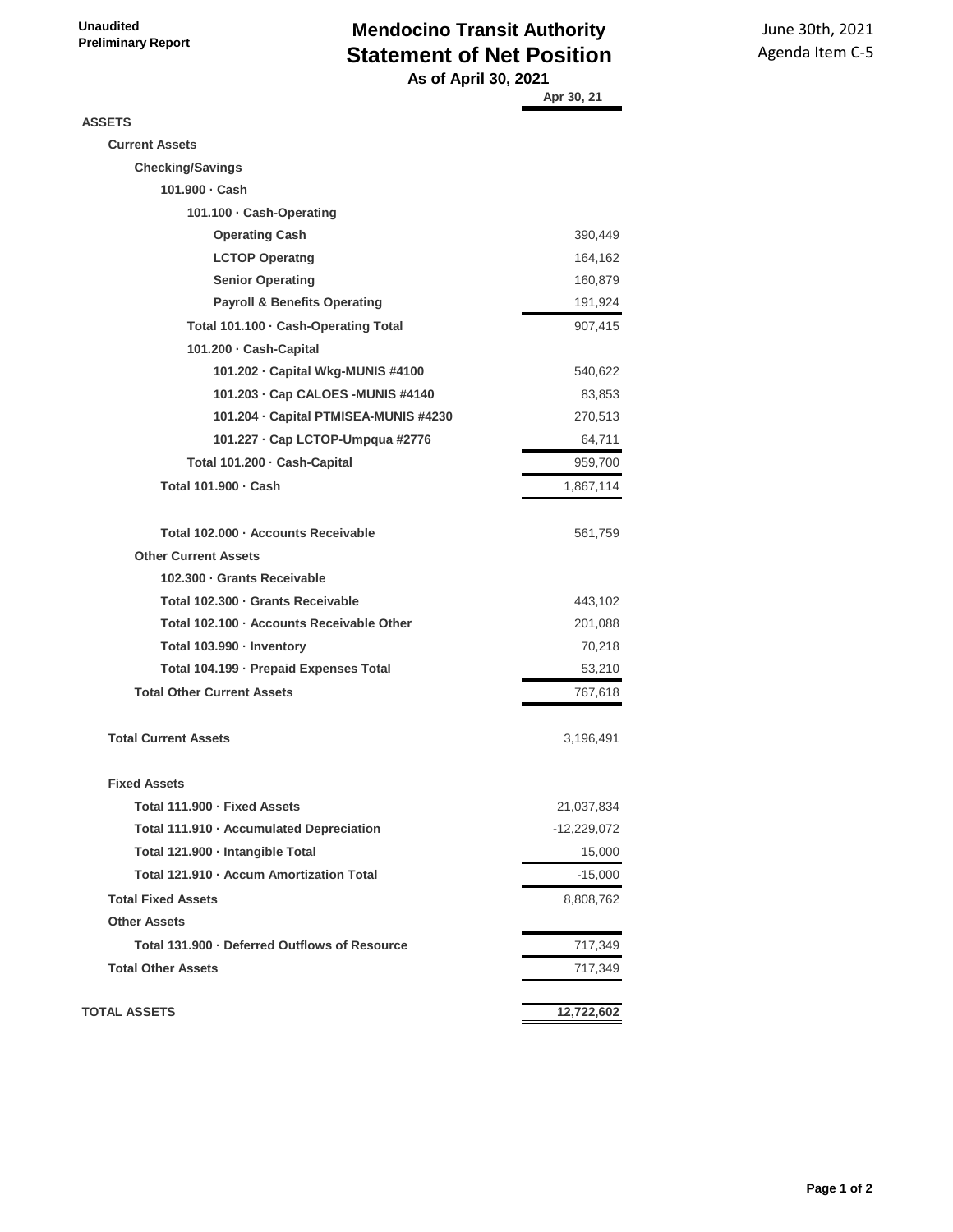Unaudited
Preliminary Report

# Mendocino Transit Authority
## Statement of Net Position
### As of April 30, 2021

June 30th, 2021
Agenda Item C-5

| | Apr 30, 21 |
|---|---|
| **ASSETS** | |
| **Current Assets** | |
| **Checking/Savings** | |
| **101.900 · Cash** | |
| **101.100 · Cash-Operating** | |
| **Operating Cash** | 390,449 |
| **LCTOP Operatng** | 164,162 |
| **Senior Operating** | 160,879 |
| **Payroll & Benefits Operating** | 191,924 |
| **Total 101.100 · Cash-Operating Total** | 907,415 |
| **101.200 · Cash-Capital** | |
| **101.202 · Capital Wkg-MUNIS #4100** | 540,622 |
| **101.203 · Cap CALOES -MUNIS #4140** | 83,853 |
| **101.204 · Capital PTMISEA-MUNIS #4230** | 270,513 |
| **101.227 · Cap LCTOP-Umpqua #2776** | 64,711 |
| **Total 101.200 · Cash-Capital** | 959,700 |
| **Total 101.900 · Cash** | 1,867,114 |
| | |
| **Total 102.000 · Accounts Receivable** | 561,759 |
| **Other Current Assets** | |
| **102.300 · Grants Receivable** | |
| **Total 102.300 · Grants Receivable** | 443,102 |
| **Total 102.100 · Accounts Receivable Other** | 201,088 |
| **Total 103.990 · Inventory** | 70,218 |
| **Total 104.199 · Prepaid Expenses Total** | 53,210 |
| **Total Other Current Assets** | 767,618 |
| | |
| **Total Current Assets** | 3,196,491 |
| | |
| **Fixed Assets** | |
| **Total 111.900 · Fixed Assets** | 21,037,834 |
| **Total 111.910 · Accumulated Depreciation** | -12,229,072 |
| **Total 121.900 · Intangible Total** | 15,000 |
| **Total 121.910 · Accum Amortization Total** | -15,000 |
| **Total Fixed Assets** | 8,808,762 |
| **Other Assets** | |
| **Total 131.900 · Deferred Outflows of Resource** | 717,349 |
| **Total Other Assets** | 717,349 |
| | |
| **TOTAL ASSETS** | **12,722,602** |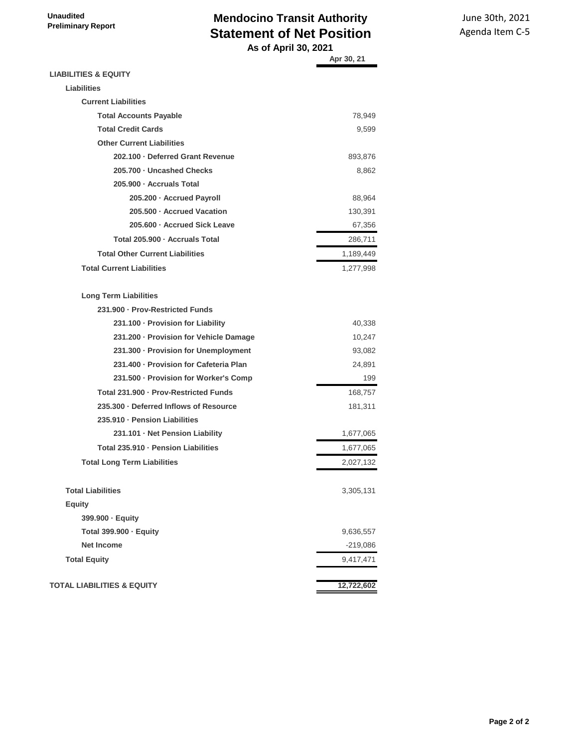**Unaudited**
**Preliminary Report**

# Mendocino Transit Authority
## Statement of Net Position
### As of April 30, 2021

June 30th, 2021
Agenda Item C-5

| | Apr 30, 21 |
|---|---|
| **LIABILITIES & EQUITY** | |
| **Liabilities** | |
| **Current Liabilities** | |
| **Total Accounts Payable** | 78,949 |
| **Total Credit Cards** | 9,599 |
| **Other Current Liabilities** | |
| **202.100 · Deferred Grant Revenue** | 893,876 |
| **205.700 · Uncashed Checks** | 8,862 |
| **205.900 · Accruals Total** | |
| **205.200 · Accrued Payroll** | 88,964 |
| **205.500 · Accrued Vacation** | 130,391 |
| **205.600 · Accrued Sick Leave** | 67,356 |
| **Total 205.900 · Accruals Total** | 286,711 |
| **Total Other Current Liabilities** | 1,189,449 |
| **Total Current Liabilities** | 1,277,998 |
| | |
| **Long Term Liabilities** | |
| **231.900 · Prov-Restricted Funds** | |
| **231.100 · Provision for Liability** | 40,338 |
| **231.200 · Provision for Vehicle Damage** | 10,247 |
| **231.300 · Provision for Unemployment** | 93,082 |
| **231.400 · Provision for Cafeteria Plan** | 24,891 |
| **231.500 · Provision for Worker's Comp** | 199 |
| **Total 231.900 · Prov-Restricted Funds** | 168,757 |
| **235.300 · Deferred Inflows of Resource** | 181,311 |
| **235.910 · Pension Liabilities** | |
| **231.101 · Net Pension Liability** | 1,677,065 |
| **Total 235.910 · Pension Liabilities** | 1,677,065 |
| **Total Long Term Liabilities** | 2,027,132 |
| | |
| **Total Liabilities** | 3,305,131 |
| **Equity** | |
| **399.900 · Equity** | |
| **Total 399.900 · Equity** | 9,636,557 |
| **Net Income** | -219,086 |
| **Total Equity** | 9,417,471 |
| | |
| **TOTAL LIABILITIES & EQUITY** | **12,722,602** |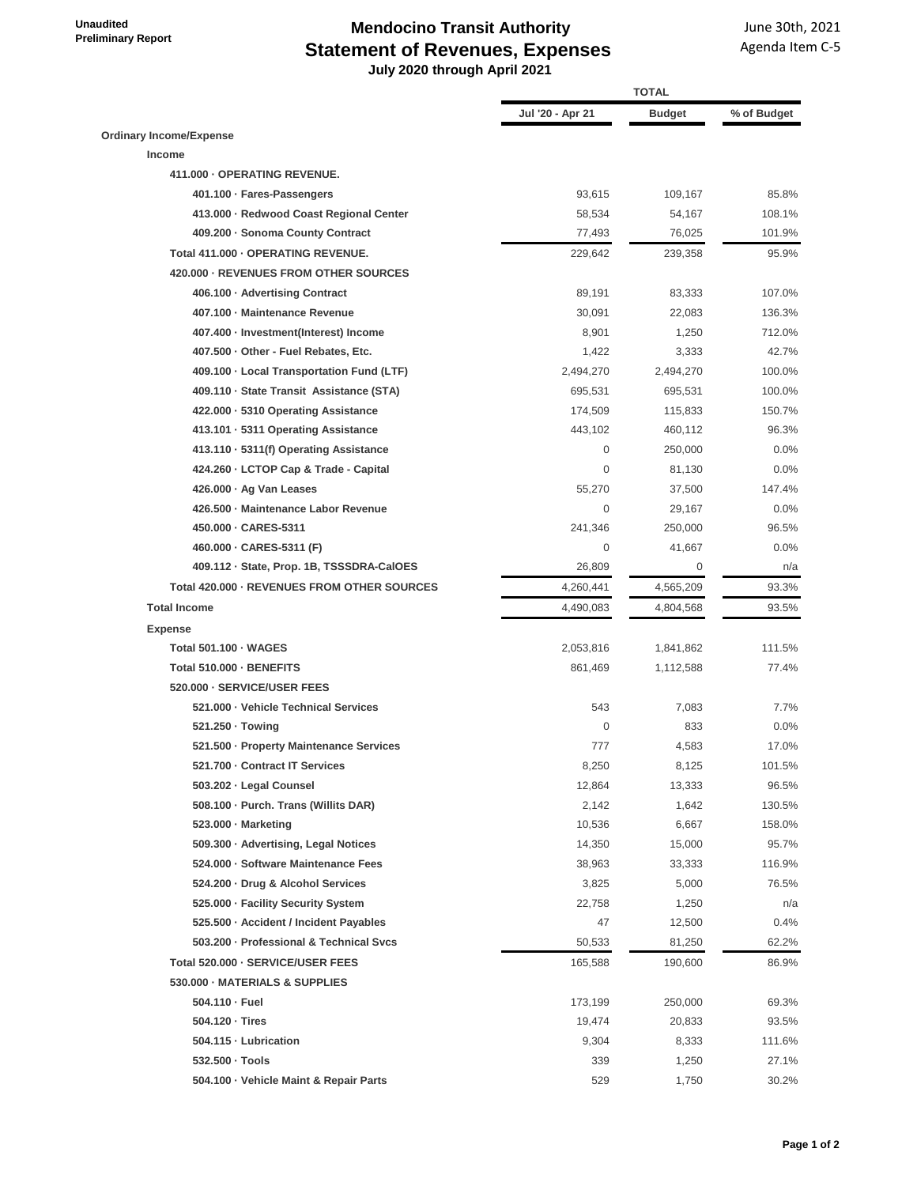**Unaudited**
**Preliminary Report**

# Mendocino Transit Authority
## Statement of Revenues, Expenses
### July 2020 through April 2021

June 30th, 2021
Agenda Item C-5

| | TOTAL | | |
|---|---|---|---|
| | Jul '20 - Apr 21 | Budget | % of Budget |
| **Ordinary Income/Expense** | | | |
| **Income** | | | |
| **411.000 · OPERATING REVENUE.** | | | |
| **401.100 · Fares-Passengers** | 93,615 | 109,167 | 85.8% |
| **413.000 · Redwood Coast Regional Center** | 58,534 | 54,167 | 108.1% |
| **409.200 · Sonoma County Contract** | 77,493 | 76,025 | 101.9% |
| **Total 411.000 · OPERATING REVENUE.** | 229,642 | 239,358 | 95.9% |
| **420.000 · REVENUES FROM OTHER SOURCES** | | | |
| **406.100 · Advertising Contract** | 89,191 | 83,333 | 107.0% |
| **407.100 · Maintenance Revenue** | 30,091 | 22,083 | 136.3% |
| **407.400 · Investment(Interest) Income** | 8,901 | 1,250 | 712.0% |
| **407.500 · Other - Fuel Rebates, Etc.** | 1,422 | 3,333 | 42.7% |
| **409.100 · Local Transportation Fund (LTF)** | 2,494,270 | 2,494,270 | 100.0% |
| **409.110 · State Transit Assistance (STA)** | 695,531 | 695,531 | 100.0% |
| **422.000 · 5310 Operating Assistance** | 174,509 | 115,833 | 150.7% |
| **413.101 · 5311 Operating Assistance** | 443,102 | 460,112 | 96.3% |
| **413.110 · 5311(f) Operating Assistance** | 0 | 250,000 | 0.0% |
| **424.260 · LCTOP Cap & Trade - Capital** | 0 | 81,130 | 0.0% |
| **426.000 · Ag Van Leases** | 55,270 | 37,500 | 147.4% |
| **426.500 · Maintenance Labor Revenue** | 0 | 29,167 | 0.0% |
| **450.000 · CARES-5311** | 241,346 | 250,000 | 96.5% |
| **460.000 · CARES-5311 (F)** | 0 | 41,667 | 0.0% |
| **409.112 · State, Prop. 1B, TSSSDRA-CalOES** | 26,809 | 0 | n/a |
| **Total 420.000 · REVENUES FROM OTHER SOURCES** | 4,260,441 | 4,565,209 | 93.3% |
| **Total Income** | 4,490,083 | 4,804,568 | 93.5% |
| **Expense** | | | |
| **Total 501.100 · WAGES** | 2,053,816 | 1,841,862 | 111.5% |
| **Total 510.000 · BENEFITS** | 861,469 | 1,112,588 | 77.4% |
| **520.000 · SERVICE/USER FEES** | | | |
| **521.000 · Vehicle Technical Services** | 543 | 7,083 | 7.7% |
| **521.250 · Towing** | 0 | 833 | 0.0% |
| **521.500 · Property Maintenance Services** | 777 | 4,583 | 17.0% |
| **521.700 · Contract IT Services** | 8,250 | 8,125 | 101.5% |
| **503.202 · Legal Counsel** | 12,864 | 13,333 | 96.5% |
| **508.100 · Purch. Trans (Willits DAR)** | 2,142 | 1,642 | 130.5% |
| **523.000 · Marketing** | 10,536 | 6,667 | 158.0% |
| **509.300 · Advertising, Legal Notices** | 14,350 | 15,000 | 95.7% |
| **524.000 · Software Maintenance Fees** | 38,963 | 33,333 | 116.9% |
| **524.200 · Drug & Alcohol Services** | 3,825 | 5,000 | 76.5% |
| **525.000 · Facility Security System** | 22,758 | 1,250 | n/a |
| **525.500 · Accident / Incident Payables** | 47 | 12,500 | 0.4% |
| **503.200 · Professional & Technical Svcs** | 50,533 | 81,250 | 62.2% |
| **Total 520.000 · SERVICE/USER FEES** | 165,588 | 190,600 | 86.9% |
| **530.000 · MATERIALS & SUPPLIES** | | | |
| **504.110 · Fuel** | 173,199 | 250,000 | 69.3% |
| **504.120 · Tires** | 19,474 | 20,833 | 93.5% |
| **504.115 · Lubrication** | 9,304 | 8,333 | 111.6% |
| **532.500 · Tools** | 339 | 1,250 | 27.1% |
| **504.100 · Vehicle Maint & Repair Parts** | 529 | 1,750 | 30.2% |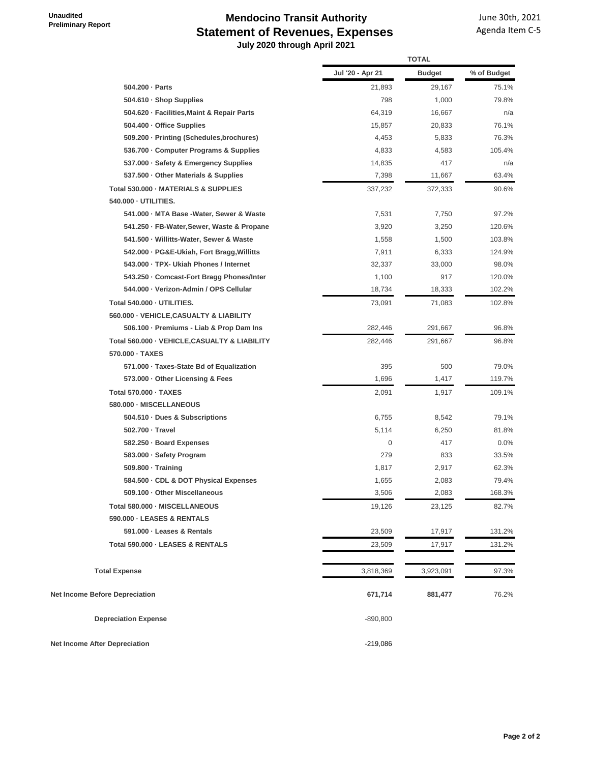Unaudited
Preliminary Report

# Mendocino Transit Authority
## Statement of Revenues, Expenses
### July 2020 through April 2021

June 30th, 2021
Agenda Item C-5

| | TOTAL | | |
|---|---|---|---|
| | Jul '20 - Apr 21 | Budget | % of Budget |
| 504.200 · Parts | 21,893 | 29,167 | 75.1% |
| 504.610 · Shop Supplies | 798 | 1,000 | 79.8% |
| 504.620 · Facilities,Maint & Repair Parts | 64,319 | 16,667 | n/a |
| 504.400 · Office Supplies | 15,857 | 20,833 | 76.1% |
| 509.200 · Printing (Schedules,brochures) | 4,453 | 5,833 | 76.3% |
| 536.700 · Computer Programs & Supplies | 4,833 | 4,583 | 105.4% |
| 537.000 · Safety & Emergency Supplies | 14,835 | 417 | n/a |
| 537.500 · Other Materials & Supplies | 7,398 | 11,667 | 63.4% |
| Total 530.000 · MATERIALS & SUPPLIES | 337,232 | 372,333 | 90.6% |
| 540.000 · UTILITIES. | | | |
| 541.000 · MTA Base -Water, Sewer & Waste | 7,531 | 7,750 | 97.2% |
| 541.250 · FB-Water,Sewer, Waste & Propane | 3,920 | 3,250 | 120.6% |
| 541.500 · Willitts-Water, Sewer & Waste | 1,558 | 1,500 | 103.8% |
| 542.000 · PG&E-Ukiah, Fort Bragg,Willitts | 7,911 | 6,333 | 124.9% |
| 543.000 · TPX- Ukiah Phones / Internet | 32,337 | 33,000 | 98.0% |
| 543.250 · Comcast-Fort Bragg Phones/Inter | 1,100 | 917 | 120.0% |
| 544.000 · Verizon-Admin / OPS Cellular | 18,734 | 18,333 | 102.2% |
| Total 540.000 · UTILITIES. | 73,091 | 71,083 | 102.8% |
| 560.000 · VEHICLE,CASUALTY & LIABILITY | | | |
| 506.100 · Premiums - Liab & Prop Dam Ins | 282,446 | 291,667 | 96.8% |
| Total 560.000 · VEHICLE,CASUALTY & LIABILITY | 282,446 | 291,667 | 96.8% |
| 570.000 · TAXES | | | |
| 571.000 · Taxes-State Bd of Equalization | 395 | 500 | 79.0% |
| 573.000 · Other Licensing & Fees | 1,696 | 1,417 | 119.7% |
| Total 570.000 · TAXES | 2,091 | 1,917 | 109.1% |
| 580.000 · MISCELLANEOUS | | | |
| 504.510 · Dues & Subscriptions | 6,755 | 8,542 | 79.1% |
| 502.700 · Travel | 5,114 | 6,250 | 81.8% |
| 582.250 · Board Expenses | 0 | 417 | 0.0% |
| 583.000 · Safety Program | 279 | 833 | 33.5% |
| 509.800 · Training | 1,817 | 2,917 | 62.3% |
| 584.500 · CDL & DOT Physical Expenses | 1,655 | 2,083 | 79.4% |
| 509.100 · Other Miscellaneous | 3,506 | 2,083 | 168.3% |
| Total 580.000 · MISCELLANEOUS | 19,126 | 23,125 | 82.7% |
| 590.000 · LEASES & RENTALS | | | |
| 591.000 · Leases & Rentals | 23,509 | 17,917 | 131.2% |
| Total 590.000 · LEASES & RENTALS | 23,509 | 17,917 | 131.2% |
| Total Expense | 3,818,369 | 3,923,091 | 97.3% |
| Net Income Before Depreciation | 671,714 | 881,477 | 76.2% |
| Depreciation Expense | -890,800 | | |
| Net Income After Depreciation | -219,086 | | |